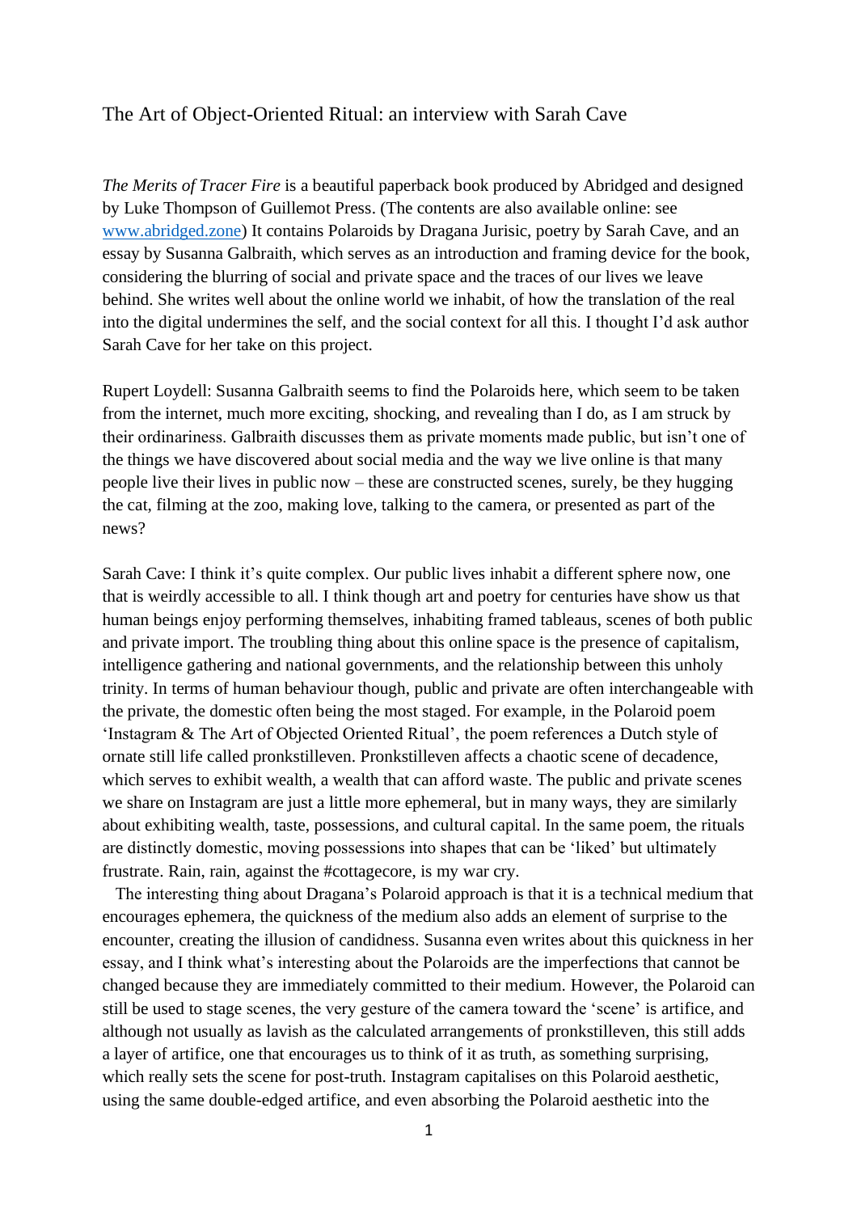# The Art of Object-Oriented Ritual: an interview with Sarah Cave

*The Merits of Tracer Fire* is a beautiful paperback book produced by Abridged and designed by Luke Thompson of Guillemot Press. (The contents are also available online: see [www.abridged.zone](http://www.abridged.zone)) It contains Polaroids by Dragana Jurisic, poetry by Sarah Cave, and an essay by Susanna Galbraith, which serves as an introduction and framing device for the book, considering the blurring of social and private space and the traces of our lives we leave behind. She writes well about the online world we inhabit, of how the translation of the real into the digital undermines the self, and the social context for all this. I thought I'd ask author Sarah Cave for her take on this project.

Rupert Loydell: Susanna Galbraith seems to find the Polaroids here, which seem to be taken from the internet, much more exciting, shocking, and revealing than I do, as I am struck by their ordinariness. Galbraith discusses them as private moments made public, but isn't one of the things we have discovered about social media and the way we live online is that many people live their lives in public now – these are constructed scenes, surely, be they hugging the cat, filming at the zoo, making love, talking to the camera, or presented as part of the news?

Sarah Cave: I think it's quite complex. Our public lives inhabit a different sphere now, one that is weirdly accessible to all. I think though art and poetry for centuries have show us that human beings enjoy performing themselves, inhabiting framed tableaus, scenes of both public and private import. The troubling thing about this online space is the presence of capitalism, intelligence gathering and national governments, and the relationship between this unholy trinity. In terms of human behaviour though, public and private are often interchangeable with the private, the domestic often being the most staged. For example, in the Polaroid poem 'Instagram & The Art of Objected Oriented Ritual', the poem references a Dutch style of ornate still life called pronkstilleven. Pronkstilleven affects a chaotic scene of decadence, which serves to exhibit wealth, a wealth that can afford waste. The public and private scenes we share on Instagram are just a little more ephemeral, but in many ways, they are similarly about exhibiting wealth, taste, possessions, and cultural capital. In the same poem, the rituals are distinctly domestic, moving possessions into shapes that can be 'liked' but ultimately frustrate. Rain, rain, against the #cottagecore, is my war cry.

The interesting thing about Dragana's Polaroid approach is that it is a technical medium that encourages ephemera, the quickness of the medium also adds an element of surprise to the encounter, creating the illusion of candidness. Susanna even writes about this quickness in her essay, and I think what's interesting about the Polaroids are the imperfections that cannot be changed because they are immediately committed to their medium. However, the Polaroid can still be used to stage scenes, the very gesture of the camera toward the 'scene' is artifice, and although not usually as lavish as the calculated arrangements of pronkstilleven, this still adds a layer of artifice, one that encourages us to think of it as truth, as something surprising, which really sets the scene for post-truth. Instagram capitalises on this Polaroid aesthetic, using the same double-edged artifice, and even absorbing the Polaroid aesthetic into the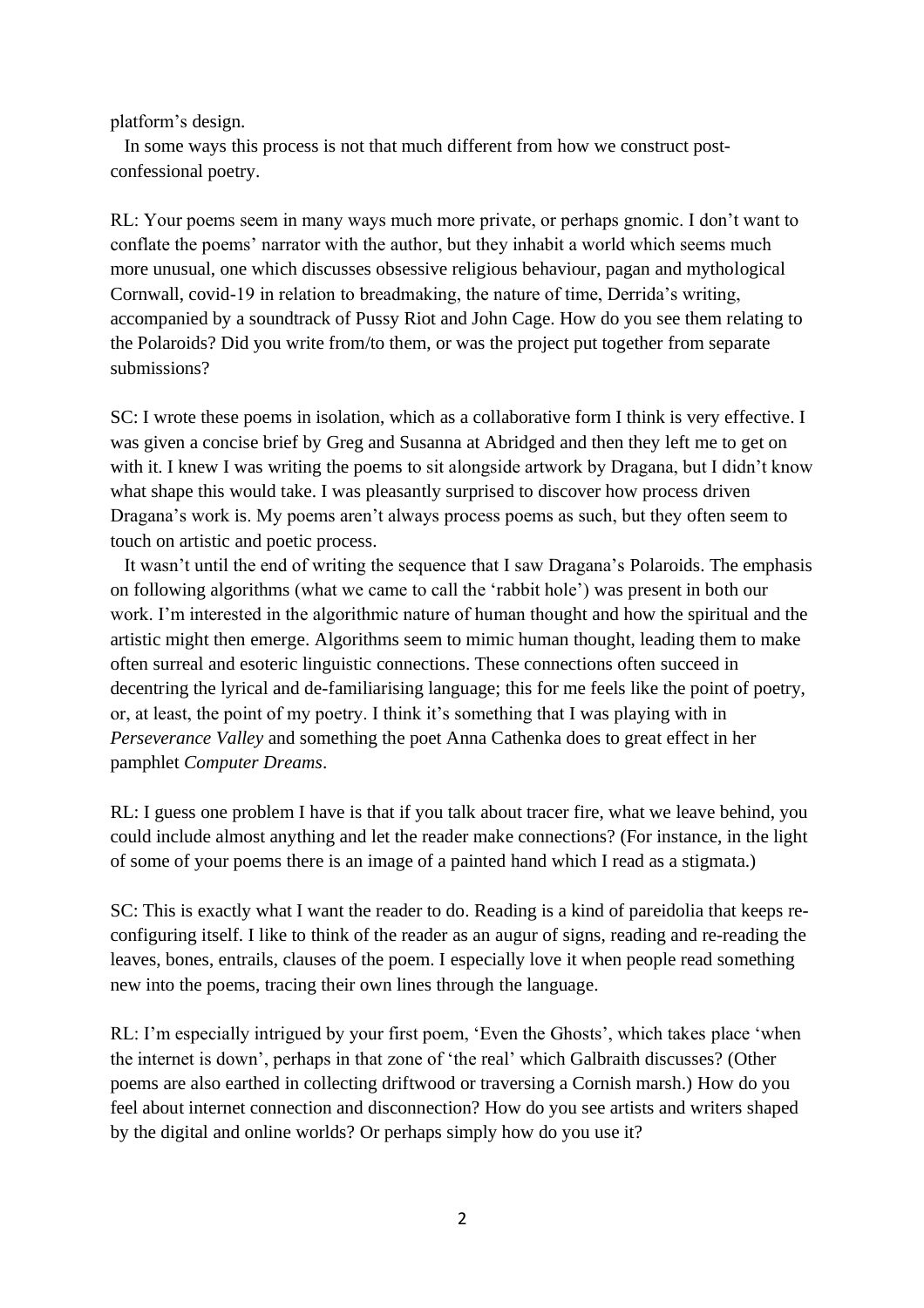platform's design.

In some ways this process is not that much different from how we construct post-confessional poetry.

RL: Your poems seem in many ways much more private, or perhaps gnomic. I don't want to conflate the poems' narrator with the author, but they inhabit a world which seems much more unusual, one which discusses obsessive religious behaviour, pagan and mythological Cornwall, covid-19 in relation to breadmaking, the nature of time, Derrida's writing, accompanied by a soundtrack of Pussy Riot and John Cage. How do you see them relating to the Polaroids? Did you write from/to them, or was the project put together from separate submissions?

SC: I wrote these poems in isolation, which as a collaborative form I think is very effective. I was given a concise brief by Greg and Susanna at Abridged and then they left me to get on with it. I knew I was writing the poems to sit alongside artwork by Dragana, but I didn't know what shape this would take. I was pleasantly surprised to discover how process driven Dragana's work is. My poems aren't always process poems as such, but they often seem to touch on artistic and poetic process.

It wasn't until the end of writing the sequence that I saw Dragana's Polaroids. The emphasis on following algorithms (what we came to call the 'rabbit hole') was present in both our work. I'm interested in the algorithmic nature of human thought and how the spiritual and the artistic might then emerge. Algorithms seem to mimic human thought, leading them to make often surreal and esoteric linguistic connections. These connections often succeed in decentring the lyrical and de-familiarising language; this for me feels like the point of poetry, or, at least, the point of my poetry. I think it's something that I was playing with in *Perseverance Valley* and something the poet Anna Cathenka does to great effect in her pamphlet *Computer Dreams*.

RL: I guess one problem I have is that if you talk about tracer fire, what we leave behind, you could include almost anything and let the reader make connections? (For instance, in the light of some of your poems there is an image of a painted hand which I read as a stigmata.)

SC: This is exactly what I want the reader to do. Reading is a kind of pareidolia that keeps re-configuring itself. I like to think of the reader as an augur of signs, reading and re-reading the leaves, bones, entrails, clauses of the poem. I especially love it when people read something new into the poems, tracing their own lines through the language.

RL: I'm especially intrigued by your first poem, 'Even the Ghosts', which takes place 'when the internet is down', perhaps in that zone of 'the real' which Galbraith discusses? (Other poems are also earthed in collecting driftwood or traversing a Cornish marsh.) How do you feel about internet connection and disconnection? How do you see artists and writers shaped by the digital and online worlds? Or perhaps simply how do you use it?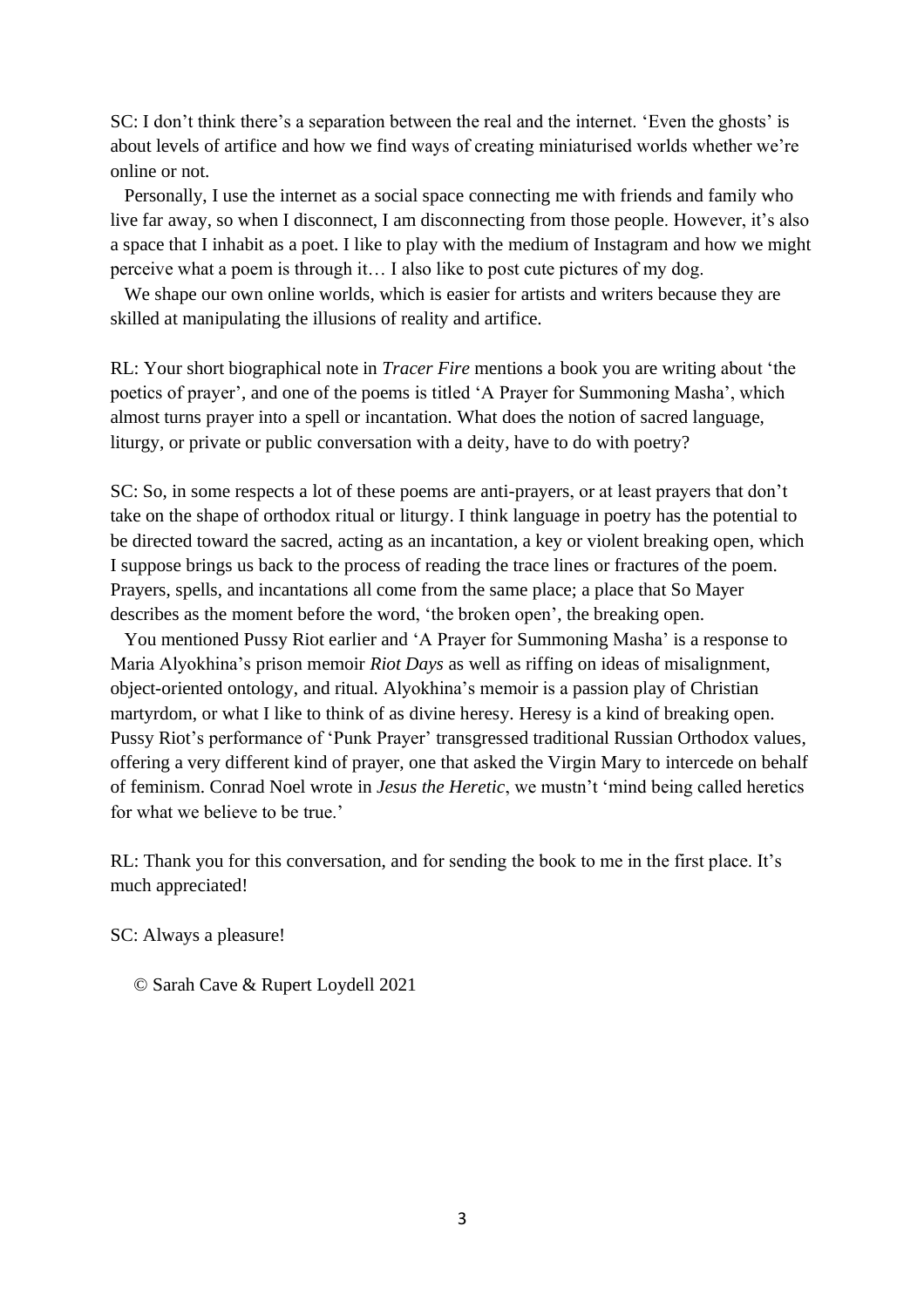SC: I don't think there's a separation between the real and the internet. 'Even the ghosts' is about levels of artifice and how we find ways of creating miniaturised worlds whether we're online or not.

Personally, I use the internet as a social space connecting me with friends and family who live far away, so when I disconnect, I am disconnecting from those people. However, it's also a space that I inhabit as a poet. I like to play with the medium of Instagram and how we might perceive what a poem is through it… I also like to post cute pictures of my dog.

We shape our own online worlds, which is easier for artists and writers because they are skilled at manipulating the illusions of reality and artifice.

RL: Your short biographical note in *Tracer Fire* mentions a book you are writing about 'the poetics of prayer', and one of the poems is titled 'A Prayer for Summoning Masha', which almost turns prayer into a spell or incantation. What does the notion of sacred language, liturgy, or private or public conversation with a deity, have to do with poetry?

SC: So, in some respects a lot of these poems are anti-prayers, or at least prayers that don't take on the shape of orthodox ritual or liturgy. I think language in poetry has the potential to be directed toward the sacred, acting as an incantation, a key or violent breaking open, which I suppose brings us back to the process of reading the trace lines or fractures of the poem. Prayers, spells, and incantations all come from the same place; a place that So Mayer describes as the moment before the word, 'the broken open', the breaking open.

You mentioned Pussy Riot earlier and 'A Prayer for Summoning Masha' is a response to Maria Alyokhina's prison memoir *Riot Days* as well as riffing on ideas of misalignment, object-oriented ontology, and ritual. Alyokhina's memoir is a passion play of Christian martyrdom, or what I like to think of as divine heresy. Heresy is a kind of breaking open. Pussy Riot's performance of 'Punk Prayer' transgressed traditional Russian Orthodox values, offering a very different kind of prayer, one that asked the Virgin Mary to intercede on behalf of feminism. Conrad Noel wrote in *Jesus the Heretic*, we mustn't 'mind being called heretics for what we believe to be true.'

RL: Thank you for this conversation, and for sending the book to me in the first place. It's much appreciated!

SC: Always a pleasure!

© Sarah Cave & Rupert Loydell 2021